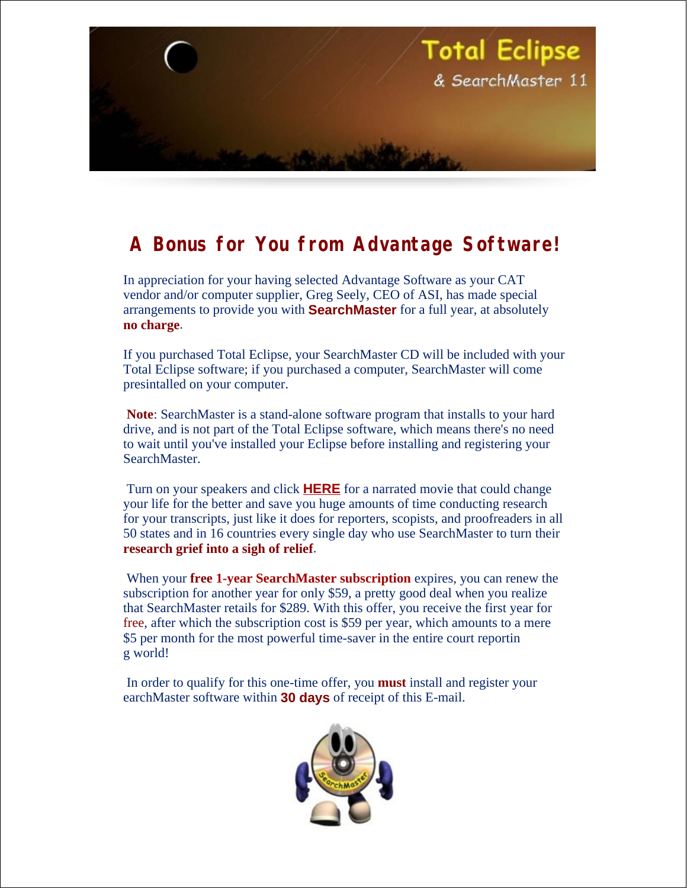# A Bonus for You from Advantage Software!

In appreciation for your having selected Advantage Software as your CAT vendor and/or computer supplier, Greg Seely, CEO of ASI, has made special arrangements to provide you with **SearchMaster** for a full year, at absolutely **no charge**.

If you purchased Total Eclipse, your SearchMaster CD will be included with your Total Eclipse software; if you purchased a computer, SearchMaster will come presintalled on your computer.

**Note**: SearchMaster is a stand-alone software program that installs to your hard drive, and is not part of the Total Eclipse software, which means there's no need to wait until you've installed your Eclipse before installing and registering your SearchMaster.

Turn on your speakers and click **HERE** for a narrated movie that could change your life for the better and save you huge amounts of time conducting research for your transcripts, just like it does for reporters, scopists, and proofreaders in all 50 states and in 16 countries every single day who use SearchMaster to turn their **research grief into a sigh of relief**.

When your **free 1-year SearchMaster subscription** expires, you can renew the subscription for another year for only $59, a pretty good deal when you realize that SearchMaster retails for $289. With this offer, you receive the first year for free, after which the subscription cost is $59 per year, which amounts to a mere $5 per month for the most powerful time-saver in the entire court reportin g world!

In order to qualify for this one-time offer, you **must** install and register your earchMaster software within **30 days** of receipt of this E-mail.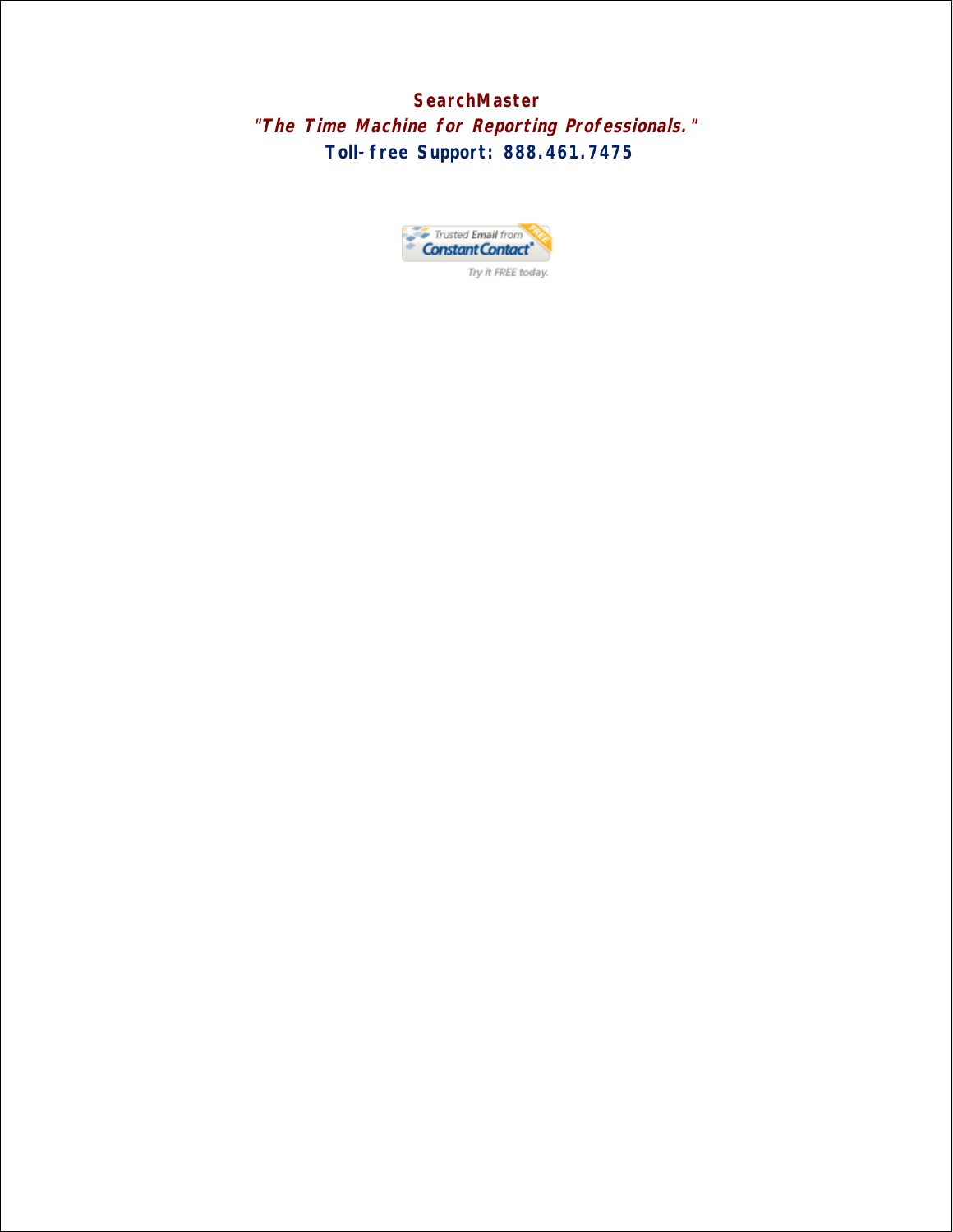**SearchMaster**

***"The Time Machine for Reporting Professionals."***

**Toll-free Support: 888.461.7475**

Trusted Email from Constant Contact

Try it FREE today.